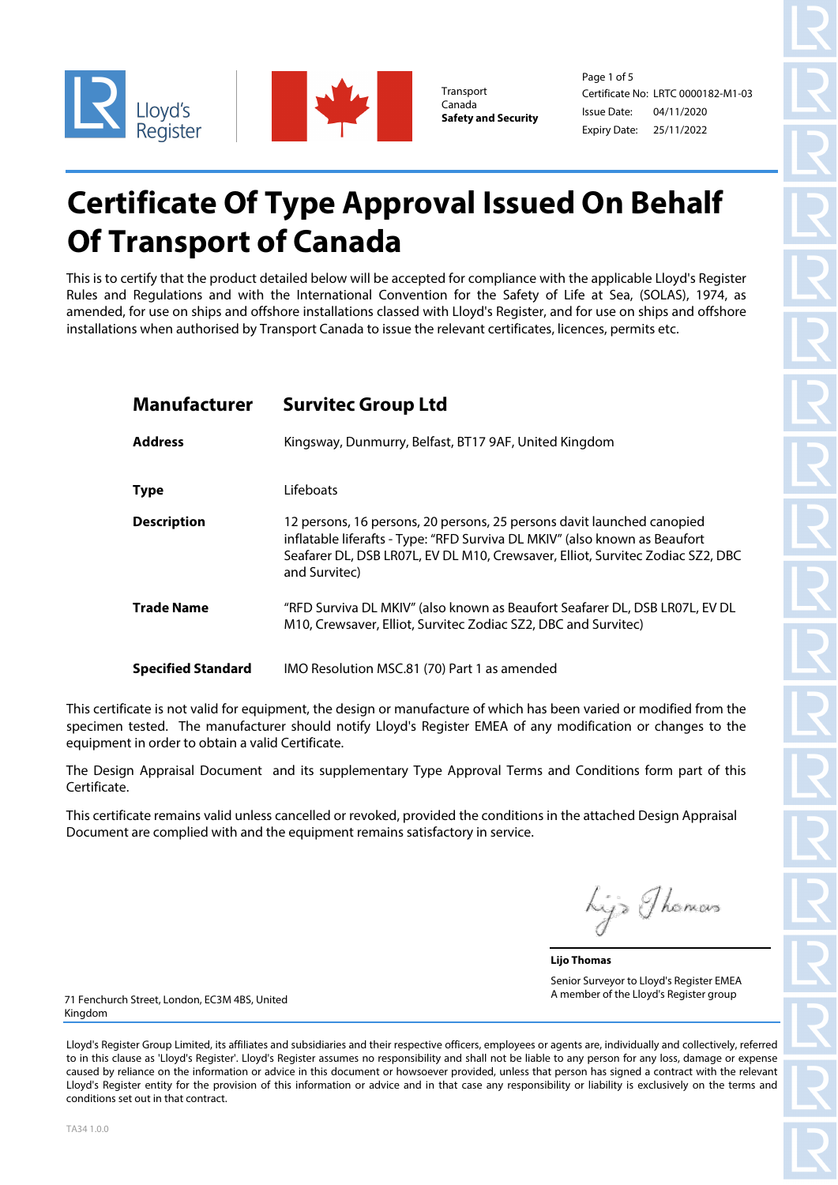Lloyd's Register

Transport Canada
**Safety and Security**

Certificate No: LRTC 0000182-M1-03
Issue Date: 04/11/2020
Expiry Date: 25/11/2022

# Certificate Of Type Approval Issued On Behalf Of Transport of Canada

This is to certify that the product detailed below will be accepted for compliance with the applicable Lloyd's Register Rules and Regulations and with the International Convention for the Safety of Life at Sea, (SOLAS), 1974, as amended, for use on ships and offshore installations classed with Lloyd's Register, and for use on ships and offshore installations when authorised by Transport Canada to issue the relevant certificates, licences, permits etc.

## Manufacturer — Survitec Group Ltd

**Address** Kingsway, Dunmurry, Belfast, BT17 9AF, United Kingdom

**Type** Lifeboats

**Description** 12 persons, 16 persons, 20 persons, 25 persons davit launched canopied inflatable liferafts - Type: "RFD Surviva DL MKIV" (also known as Beaufort Seafarer DL, DSB LR07L, EV DL M10, Crewsaver, Elliot, Survitec Zodiac SZ2, DBC and Survitec)

**Trade Name** "RFD Surviva DL MKIV" (also known as Beaufort Seafarer DL, DSB LR07L, EV DL M10, Crewsaver, Elliot, Survitec Zodiac SZ2, DBC and Survitec)

**Specified Standard** IMO Resolution MSC.81 (70) Part 1 as amended

This certificate is not valid for equipment, the design or manufacture of which has been varied or modified from the specimen tested. The manufacturer should notify Lloyd's Register EMEA of any modification or changes to the equipment in order to obtain a valid Certificate.

The Design Appraisal Document and its supplementary Type Approval Terms and Conditions form part of this Certificate.

This certificate remains valid unless cancelled or revoked, provided the conditions in the attached Design Appraisal Document are complied with and the equipment remains satisfactory in service.

**Lijo Thomas**
Senior Surveyor to Lloyd's Register EMEA
A member of the Lloyd's Register group

71 Fenchurch Street, London, EC3M 4BS, United Kingdom

Lloyd's Register Group Limited, its affiliates and subsidiaries and their respective officers, employees or agents are, individually and collectively, referred to in this clause as 'Lloyd's Register'. Lloyd's Register assumes no responsibility and shall not be liable to any person for any loss, damage or expense caused by reliance on the information or advice in this document or howsoever provided, unless that person has signed a contract with the relevant Lloyd's Register entity for the provision of this information or advice and in that case any responsibility or liability is exclusively on the terms and conditions set out in that contract.

TA34 1.0.0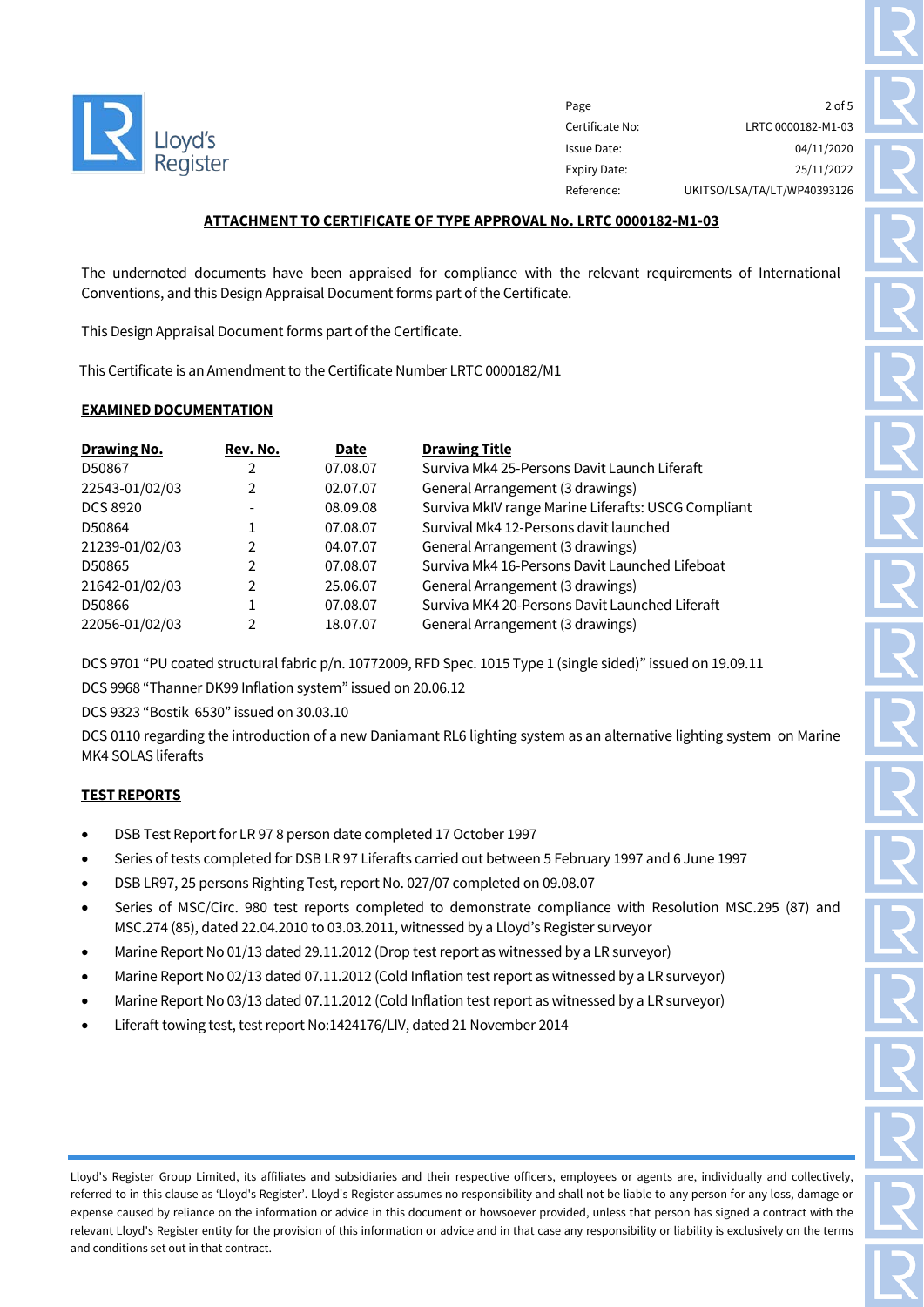| Page | 2 of 5 |
|---|---|
| Certificate No: | LRTC 0000182-M1-03 |
| Issue Date: | 04/11/2020 |
| Expiry Date: | 25/11/2022 |
| Reference: | UKITSO/LSA/TA/LT/WP40393126 |

**ATTACHMENT TO CERTIFICATE OF TYPE APPROVAL No. LRTC 0000182-M1-03**

The undernoted documents have been appraised for compliance with the relevant requirements of International Conventions, and this Design Appraisal Document forms part of the Certificate.

This Design Appraisal Document forms part of the Certificate.

This Certificate is an Amendment to the Certificate Number LRTC 0000182/M1

**EXAMINED DOCUMENTATION**

| Drawing No. | Rev. No. | Date | Drawing Title |
|---|---|---|---|
| D50867 | 2 | 07.08.07 | Surviva Mk4 25-Persons Davit Launch Liferaft |
| 22543-01/02/03 | 2 | 02.07.07 | General Arrangement (3 drawings) |
| DCS 8920 | - | 08.09.08 | Surviva MkIV range Marine Liferafts: USCG Compliant |
| D50864 | 1 | 07.08.07 | Survival Mk4 12-Persons davit launched |
| 21239-01/02/03 | 2 | 04.07.07 | General Arrangement (3 drawings) |
| D50865 | 2 | 07.08.07 | Surviva Mk4 16-Persons Davit Launched Lifeboat |
| 21642-01/02/03 | 2 | 25.06.07 | General Arrangement (3 drawings) |
| D50866 | 1 | 07.08.07 | Surviva MK4 20-Persons Davit Launched Liferaft |
| 22056-01/02/03 | 2 | 18.07.07 | General Arrangement (3 drawings) |

DCS 9701 "PU coated structural fabric p/n. 10772009, RFD Spec. 1015 Type 1 (single sided)" issued on 19.09.11

DCS 9968 "Thanner DK99 Inflation system" issued on 20.06.12

DCS 9323 "Bostik 6530" issued on 30.03.10

DCS 0110 regarding the introduction of a new Daniamant RL6 lighting system as an alternative lighting system on Marine MK4 SOLAS liferafts

**TEST REPORTS**

- DSB Test Report for LR 97 8 person date completed 17 October 1997
- Series of tests completed for DSB LR 97 Liferafts carried out between 5 February 1997 and 6 June 1997
- DSB LR97, 25 persons Righting Test, report No. 027/07 completed on 09.08.07
- Series of MSC/Circ. 980 test reports completed to demonstrate compliance with Resolution MSC.295 (87) and MSC.274 (85), dated 22.04.2010 to 03.03.2011, witnessed by a Lloyd's Register surveyor
- Marine Report No 01/13 dated 29.11.2012 (Drop test report as witnessed by a LR surveyor)
- Marine Report No 02/13 dated 07.11.2012 (Cold Inflation test report as witnessed by a LR surveyor)
- Marine Report No 03/13 dated 07.11.2012 (Cold Inflation test report as witnessed by a LR surveyor)
- Liferaft towing test, test report No:1424176/LIV, dated 21 November 2014

Lloyd's Register Group Limited, its affiliates and subsidiaries and their respective officers, employees or agents are, individually and collectively, referred to in this clause as 'Lloyd's Register'. Lloyd's Register assumes no responsibility and shall not be liable to any person for any loss, damage or expense caused by reliance on the information or advice in this document or howsoever provided, unless that person has signed a contract with the relevant Lloyd's Register entity for the provision of this information or advice and in that case any responsibility or liability is exclusively on the terms and conditions set out in that contract.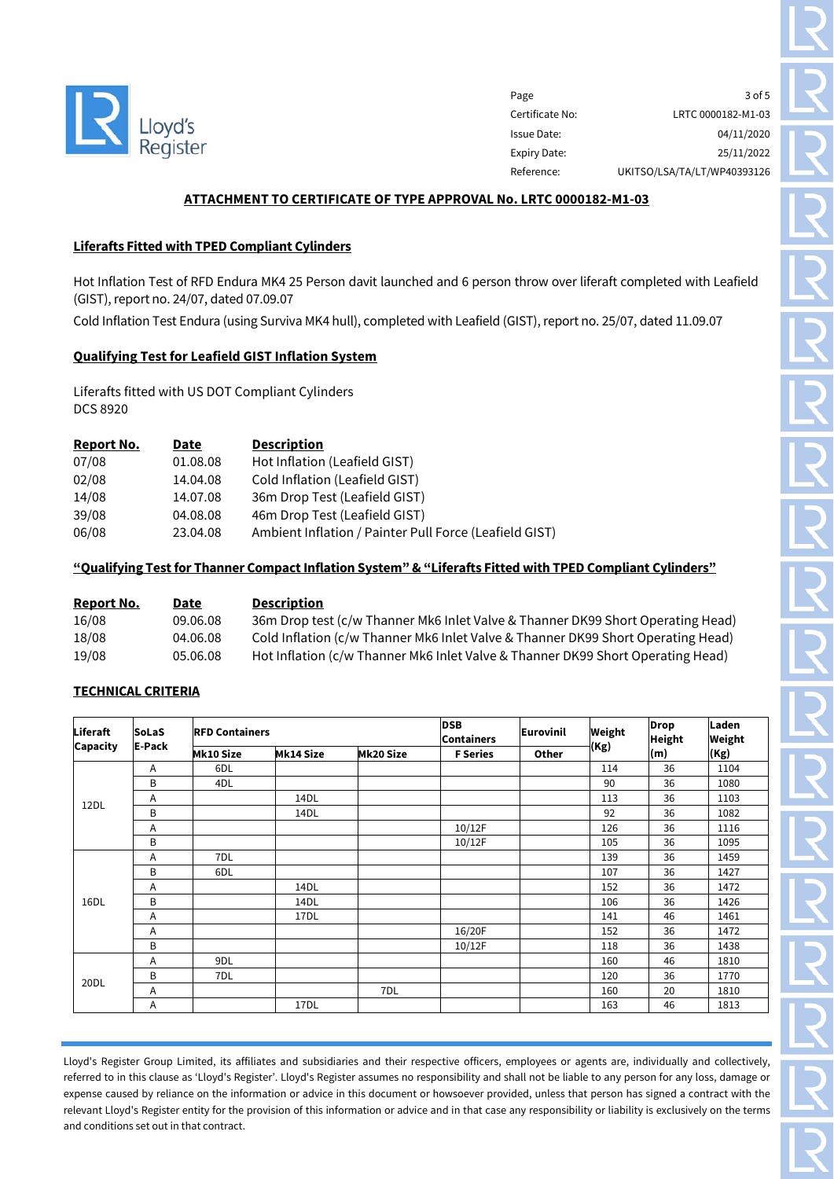Lloyd's Register

| | |
|---|---|
| Page | 3 of 5 |
| Certificate No: | LRTC 0000182-M1-03 |
| Issue Date: | 04/11/2020 |
| Expiry Date: | 25/11/2022 |
| Reference: | UKITSO/LSA/TA/LT/WP40393126 |

## ATTACHMENT TO CERTIFICATE OF TYPE APPROVAL No. LRTC 0000182-M1-03

### Liferafts Fitted with TPED Compliant Cylinders

Hot Inflation Test of RFD Endura MK4 25 Person davit launched and 6 person throw over liferaft completed with Leafield (GIST), report no. 24/07, dated 07.09.07

Cold Inflation Test Endura (using Surviva MK4 hull), completed with Leafield (GIST), report no. 25/07, dated 11.09.07

### Qualifying Test for Leafield GIST Inflation System

Liferafts fitted with US DOT Compliant Cylinders
DCS 8920

| Report No. | Date | Description |
|---|---|---|
| 07/08 | 01.08.08 | Hot Inflation (Leafield GIST) |
| 02/08 | 14.04.08 | Cold Inflation (Leafield GIST) |
| 14/08 | 14.07.08 | 36m Drop Test (Leafield GIST) |
| 39/08 | 04.08.08 | 46m Drop Test (Leafield GIST) |
| 06/08 | 23.04.08 | Ambient Inflation / Painter Pull Force (Leafield GIST) |

### "Qualifying Test for Thanner Compact Inflation System" & "Liferafts Fitted with TPED Compliant Cylinders"

| Report No. | Date | Description |
|---|---|---|
| 16/08 | 09.06.08 | 36m Drop test (c/w Thanner Mk6 Inlet Valve & Thanner DK99 Short Operating Head) |
| 18/08 | 04.06.08 | Cold Inflation (c/w Thanner Mk6 Inlet Valve & Thanner DK99 Short Operating Head) |
| 19/08 | 05.06.08 | Hot Inflation (c/w Thanner Mk6 Inlet Valve & Thanner DK99 Short Operating Head) |

### TECHNICAL CRITERIA

| Liferaft Capacity | SoLaS E-Pack | RFD Containers | | | DSB Containers | Eurovinil | Weight (Kg) | Drop Height (m) | Laden Weight (Kg) |
|---|---|---|---|---|---|---|---|---|---|
| | | Mk10 Size | Mk14 Size | Mk20 Size | F Series | Other | | | |
| 12DL | A | 6DL | | | | | 114 | 36 | 1104 |
| | B | 4DL | | | | | 90 | 36 | 1080 |
| | A | | 14DL | | | | 113 | 36 | 1103 |
| | B | | 14DL | | | | 92 | 36 | 1082 |
| | A | | | | 10/12F | | 126 | 36 | 1116 |
| | B | | | | 10/12F | | 105 | 36 | 1095 |
| 16DL | A | 7DL | | | | | 139 | 36 | 1459 |
| | B | 6DL | | | | | 107 | 36 | 1427 |
| | A | | 14DL | | | | 152 | 36 | 1472 |
| | B | | 14DL | | | | 106 | 36 | 1426 |
| | A | | 17DL | | | | 141 | 46 | 1461 |
| | A | | | | 16/20F | | 152 | 36 | 1472 |
| | B | | | | 10/12F | | 118 | 36 | 1438 |
| 20DL | A | 9DL | | | | | 160 | 46 | 1810 |
| | B | 7DL | | | | | 120 | 36 | 1770 |
| | A | | | 7DL | | | 160 | 20 | 1810 |
| | A | | 17DL | | | | 163 | 46 | 1813 |

Lloyd's Register Group Limited, its affiliates and subsidiaries and their respective officers, employees or agents are, individually and collectively, referred to in this clause as 'Lloyd's Register'. Lloyd's Register assumes no responsibility and shall not be liable to any person for any loss, damage or expense caused by reliance on the information or advice in this document or howsoever provided, unless that person has signed a contract with the relevant Lloyd's Register entity for the provision of this information or advice and in that case any responsibility or liability is exclusively on the terms and conditions set out in that contract.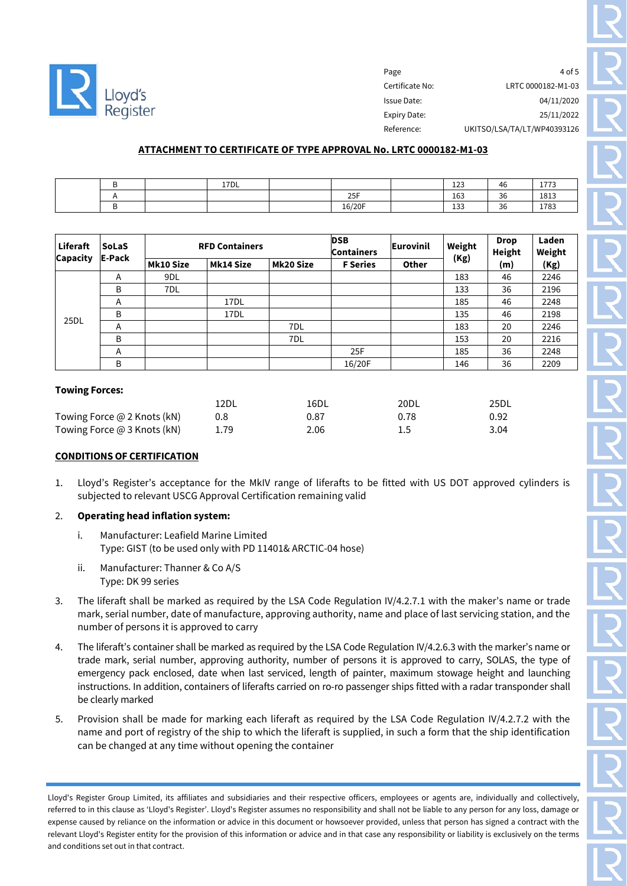**ATTACHMENT TO CERTIFICATE OF TYPE APPROVAL No. LRTC 0000182-M1-03**

| | | | | | | | | | |
|---|---|---|---|---|---|---|---|---|---|
| | B | | 17DL | | | | 123 | 46 | 1773 |
| | A | | | | 25F | | 163 | 36 | 1813 |
| | B | | | | 16/20F | | 133 | 36 | 1783 |

| Liferaft Capacity | SoLaS E-Pack | RFD Containers | | | DSB Containers | Eurovinil | Weight (Kg) | Drop Height (m) | Laden Weight (Kg) |
|---|---|---|---|---|---|---|---|---|---|
| | | Mk10 Size | Mk14 Size | Mk20 Size | F Series | Other | | | |
| 25DL | A | 9DL | | | | | 183 | 46 | 2246 |
| | B | 7DL | | | | | 133 | 36 | 2196 |
| | A | | 17DL | | | | 185 | 46 | 2248 |
| | B | | 17DL | | | | 135 | 46 | 2198 |
| | A | | | 7DL | | | 183 | 20 | 2246 |
| | B | | | 7DL | | | 153 | 20 | 2216 |
| | A | | | | 25F | | 185 | 36 | 2248 |
| | B | | | | 16/20F | | 146 | 36 | 2209 |

**Towing Forces:**

| | 12DL | 16DL | 20DL | 25DL |
|---|---|---|---|---|
| Towing Force @ 2 Knots (kN) | 0.8 | 0.87 | 0.78 | 0.92 |
| Towing Force @ 3 Knots (kN) | 1.79 | 2.06 | 1.5 | 3.04 |

**CONDITIONS OF CERTIFICATION**

1. Lloyd's Register's acceptance for the MkIV range of liferafts to be fitted with US DOT approved cylinders is subjected to relevant USCG Approval Certification remaining valid

2. **Operating head inflation system:**

   i. Manufacturer: Leafield Marine Limited
   Type: GIST (to be used only with PD 11401& ARCTIC-04 hose)

   ii. Manufacturer: Thanner & Co A/S
   Type: DK 99 series

3. The liferaft shall be marked as required by the LSA Code Regulation IV/4.2.7.1 with the maker's name or trade mark, serial number, date of manufacture, approving authority, name and place of last servicing station, and the number of persons it is approved to carry

4. The liferaft's container shall be marked as required by the LSA Code Regulation IV/4.2.6.3 with the marker's name or trade mark, serial number, approving authority, number of persons it is approved to carry, SOLAS, the type of emergency pack enclosed, date when last serviced, length of painter, maximum stowage height and launching instructions. In addition, containers of liferafts carried on ro-ro passenger ships fitted with a radar transponder shall be clearly marked

5. Provision shall be made for marking each liferaft as required by the LSA Code Regulation IV/4.2.7.2 with the name and port of registry of the ship to which the liferaft is supplied, in such a form that the ship identification can be changed at any time without opening the container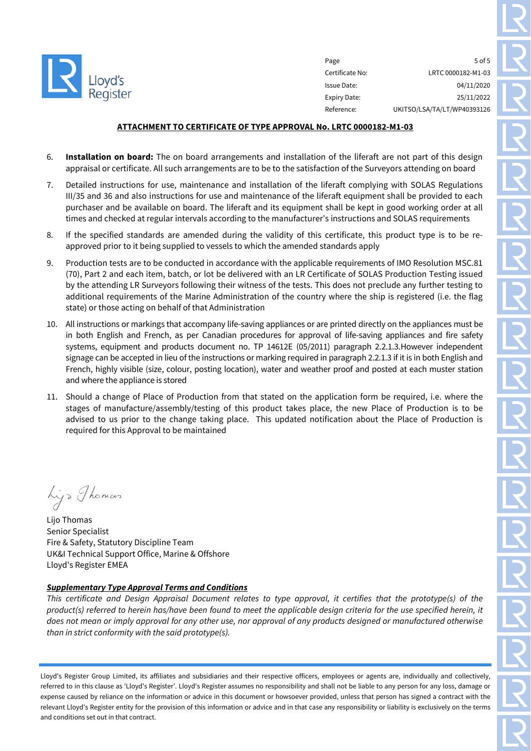| | |
|---|---|
| Certificate No: | LRTC 0000182-M1-03 |
| Issue Date: | 04/11/2020 |
| Expiry Date: | 25/11/2022 |
| Reference: | UKITSO/LSA/TA/LT/WP40393126 |

**ATTACHMENT TO CERTIFICATE OF TYPE APPROVAL No. LRTC 0000182-M1-03**

6. **Installation on board:** The on board arrangements and installation of the liferaft are not part of this design appraisal or certificate. All such arrangements are to be to the satisfaction of the Surveyors attending on board

7. Detailed instructions for use, maintenance and installation of the liferaft complying with SOLAS Regulations III/35 and 36 and also instructions for use and maintenance of the liferaft equipment shall be provided to each purchaser and be available on board. The liferaft and its equipment shall be kept in good working order at all times and checked at regular intervals according to the manufacturer's instructions and SOLAS requirements

8. If the specified standards are amended during the validity of this certificate, this product type is to be re-approved prior to it being supplied to vessels to which the amended standards apply

9. Production tests are to be conducted in accordance with the applicable requirements of IMO Resolution MSC.81 (70), Part 2 and each item, batch, or lot be delivered with an LR Certificate of SOLAS Production Testing issued by the attending LR Surveyors following their witness of the tests. This does not preclude any further testing to additional requirements of the Marine Administration of the country where the ship is registered (i.e. the flag state) or those acting on behalf of that Administration

10. All instructions or markings that accompany life-saving appliances or are printed directly on the appliances must be in both English and French, as per Canadian procedures for approval of life-saving appliances and fire safety systems, equipment and products document no. TP 14612E (05/2011) paragraph 2.2.1.3.However independent signage can be accepted in lieu of the instructions or marking required in paragraph 2.2.1.3 if it is in both English and French, highly visible (size, colour, posting location), water and weather proof and posted at each muster station and where the appliance is stored

11. Should a change of Place of Production from that stated on the application form be required, i.e. where the stages of manufacture/assembly/testing of this product takes place, the new Place of Production is to be advised to us prior to the change taking place. This updated notification about the Place of Production is required for this Approval to be maintained

Lijo Thomas
Senior Specialist
Fire & Safety, Statutory Discipline Team
UK&I Technical Support Office, Marine & Offshore
Lloyd's Register EMEA

***Supplementary Type Approval Terms and Conditions***

*This certificate and Design Appraisal Document relates to type approval, it certifies that the prototype(s) of the product(s) referred to herein has/have been found to meet the applicable design criteria for the use specified herein, it does not mean or imply approval for any other use, nor approval of any products designed or manufactured otherwise than in strict conformity with the said prototype(s).*

Lloyd's Register Group Limited, its affiliates and subsidiaries and their respective officers, employees or agents are, individually and collectively, referred to in this clause as 'Lloyd's Register'. Lloyd's Register assumes no responsibility and shall not be liable to any person for any loss, damage or expense caused by reliance on the information or advice in this document or howsoever provided, unless that person has signed a contract with the relevant Lloyd's Register entity for the provision of this information or advice and in that case any responsibility or liability is exclusively on the terms and conditions set out in that contract.